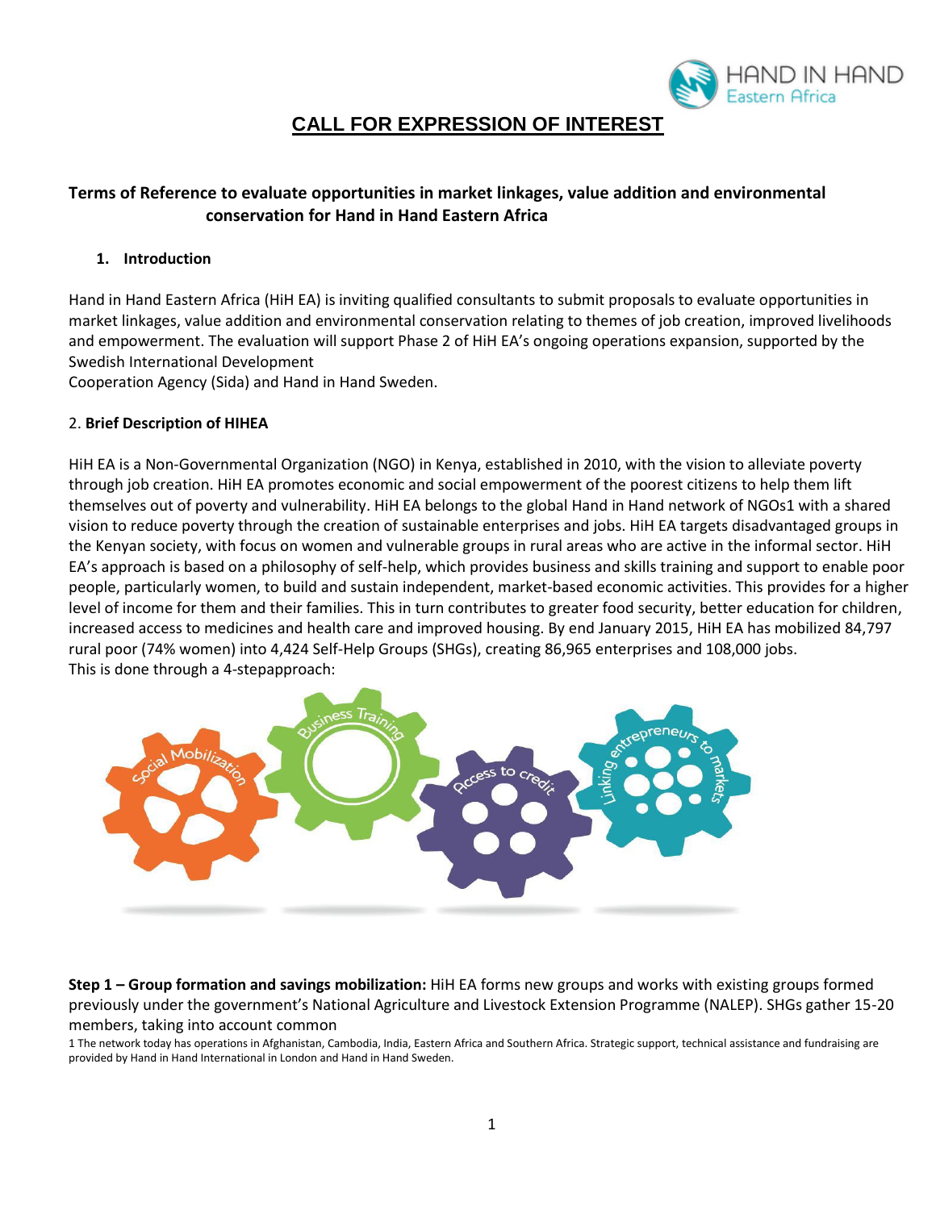# CALL FOR EXPRESSION OF INTEREST

## Terms of Reference to evaluate opportunities in market linkages, value addition and environmental conservation for Hand in Hand Eastern Africa

### 1. Introduction

Hand in Hand Eastern Africa (HiH EA) is inviting qualified consultants to submit proposals to evaluate opportunities in market linkages, value addition and environmental conservation relating to themes of job creation, improved livelihoods and empowerment. The evaluation will support Phase 2 of HiH EA's ongoing operations expansion, supported by the Swedish International Development Cooperation Agency (Sida) and Hand in Hand Sweden.

### 2. Brief Description of HIHEA

HiH EA is a Non-Governmental Organization (NGO) in Kenya, established in 2010, with the vision to alleviate poverty through job creation. HiH EA promotes economic and social empowerment of the poorest citizens to help them lift themselves out of poverty and vulnerability. HiH EA belongs to the global Hand in Hand network of NGOs[1] with a shared vision to reduce poverty through the creation of sustainable enterprises and jobs. HiH EA targets disadvantaged groups in the Kenyan society, with focus on women and vulnerable groups in rural areas who are active in the informal sector. HiH EA's approach is based on a philosophy of self-help, which provides business and skills training and support to enable poor people, particularly women, to build and sustain independent, market-based economic activities. This provides for a higher level of income for them and their families. This in turn contributes to greater food security, better education for children, increased access to medicines and health care and improved housing. By end January 2015, HiH EA has mobilized 84,797 rural poor (74% women) into 4,424 Self-Help Groups (SHGs), creating 86,965 enterprises and 108,000 jobs.
This is done through a 4-stepapproach:

Social Mobilization → Business Training → Access to credit → Linking entrepreneurs to markets

**Step 1 – Group formation and savings mobilization:** HiH EA forms new groups and works with existing groups formed previously under the government's National Agriculture and Livestock Extension Programme (NALEP). SHGs gather 15-20 members, taking into account common

[1] The network today has operations in Afghanistan, Cambodia, India, Eastern Africa and Southern Africa. Strategic support, technical assistance and fundraising are provided by Hand in Hand International in London and Hand in Hand Sweden.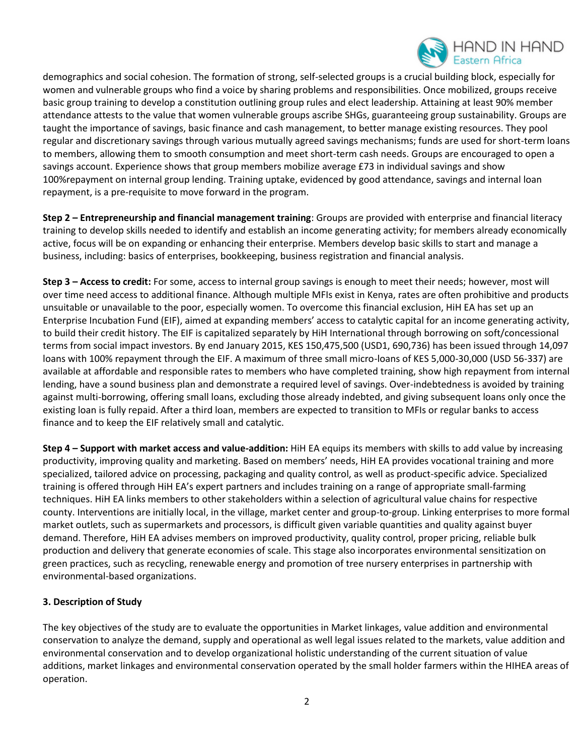demographics and social cohesion. The formation of strong, self-selected groups is a crucial building block, especially for women and vulnerable groups who find a voice by sharing problems and responsibilities. Once mobilized, groups receive basic group training to develop a constitution outlining group rules and elect leadership. Attaining at least 90% member attendance attests to the value that women vulnerable groups ascribe SHGs, guaranteeing group sustainability. Groups are taught the importance of savings, basic finance and cash management, to better manage existing resources. They pool regular and discretionary savings through various mutually agreed savings mechanisms; funds are used for short-term loans to members, allowing them to smooth consumption and meet short-term cash needs. Groups are encouraged to open a savings account. Experience shows that group members mobilize average £73 in individual savings and show 100%repayment on internal group lending. Training uptake, evidenced by good attendance, savings and internal loan repayment, is a pre-requisite to move forward in the program.

**Step 2 – Entrepreneurship and financial management training**: Groups are provided with enterprise and financial literacy training to develop skills needed to identify and establish an income generating activity; for members already economically active, focus will be on expanding or enhancing their enterprise. Members develop basic skills to start and manage a business, including: basics of enterprises, bookkeeping, business registration and financial analysis.

**Step 3 – Access to credit:** For some, access to internal group savings is enough to meet their needs; however, most will over time need access to additional finance. Although multiple MFIs exist in Kenya, rates are often prohibitive and products unsuitable or unavailable to the poor, especially women. To overcome this financial exclusion, HiH EA has set up an Enterprise Incubation Fund (EIF), aimed at expanding members' access to catalytic capital for an income generating activity, to build their credit history. The EIF is capitalized separately by HiH International through borrowing on soft/concessional terms from social impact investors. By end January 2015, KES 150,475,500 (USD1, 690,736) has been issued through 14,097 loans with 100% repayment through the EIF. A maximum of three small micro-loans of KES 5,000-30,000 (USD 56-337) are available at affordable and responsible rates to members who have completed training, show high repayment from internal lending, have a sound business plan and demonstrate a required level of savings. Over-indebtedness is avoided by training against multi-borrowing, offering small loans, excluding those already indebted, and giving subsequent loans only once the existing loan is fully repaid. After a third loan, members are expected to transition to MFIs or regular banks to access finance and to keep the EIF relatively small and catalytic.

**Step 4 – Support with market access and value-addition:** HiH EA equips its members with skills to add value by increasing productivity, improving quality and marketing. Based on members' needs, HiH EA provides vocational training and more specialized, tailored advice on processing, packaging and quality control, as well as product-specific advice. Specialized training is offered through HiH EA's expert partners and includes training on a range of appropriate small-farming techniques. HiH EA links members to other stakeholders within a selection of agricultural value chains for respective county. Interventions are initially local, in the village, market center and group-to-group. Linking enterprises to more formal market outlets, such as supermarkets and processors, is difficult given variable quantities and quality against buyer demand. Therefore, HiH EA advises members on improved productivity, quality control, proper pricing, reliable bulk production and delivery that generate economies of scale. This stage also incorporates environmental sensitization on green practices, such as recycling, renewable energy and promotion of tree nursery enterprises in partnership with environmental-based organizations.

### 3. Description of Study

The key objectives of the study are to evaluate the opportunities in Market linkages, value addition and environmental conservation to analyze the demand, supply and operational as well legal issues related to the markets, value addition and environmental conservation and to develop organizational holistic understanding of the current situation of value additions, market linkages and environmental conservation operated by the small holder farmers within the HIHEA areas of operation.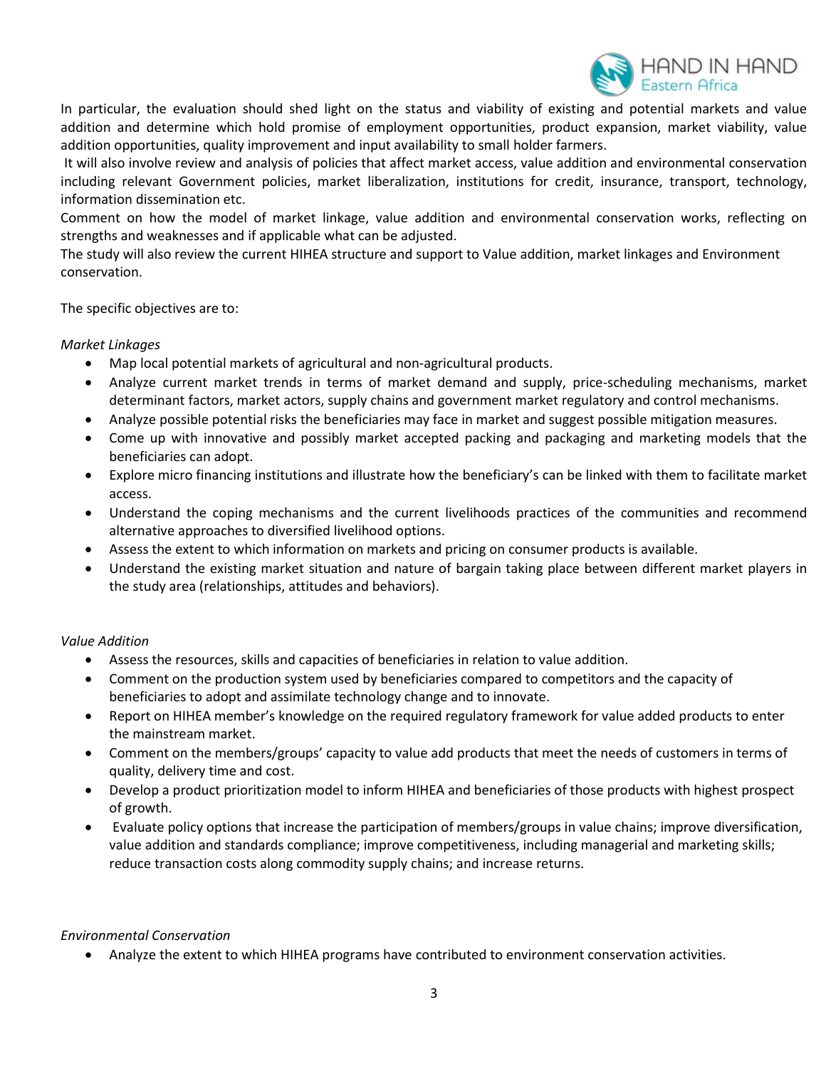In particular, the evaluation should shed light on the status and viability of existing and potential markets and value addition and determine which hold promise of employment opportunities, product expansion, market viability, value addition opportunities, quality improvement and input availability to small holder farmers.

It will also involve review and analysis of policies that affect market access, value addition and environmental conservation including relevant Government policies, market liberalization, institutions for credit, insurance, transport, technology, information dissemination etc.

Comment on how the model of market linkage, value addition and environmental conservation works, reflecting on strengths and weaknesses and if applicable what can be adjusted.

The study will also review the current HIHEA structure and support to Value addition, market linkages and Environment conservation.

The specific objectives are to:

*Market Linkages*

- Map local potential markets of agricultural and non-agricultural products.
- Analyze current market trends in terms of market demand and supply, price-scheduling mechanisms, market determinant factors, market actors, supply chains and government market regulatory and control mechanisms.
- Analyze possible potential risks the beneficiaries may face in market and suggest possible mitigation measures.
- Come up with innovative and possibly market accepted packing and packaging and marketing models that the beneficiaries can adopt.
- Explore micro financing institutions and illustrate how the beneficiary's can be linked with them to facilitate market access.
- Understand the coping mechanisms and the current livelihoods practices of the communities and recommend alternative approaches to diversified livelihood options.
- Assess the extent to which information on markets and pricing on consumer products is available.
- Understand the existing market situation and nature of bargain taking place between different market players in the study area (relationships, attitudes and behaviors).

*Value Addition*

- Assess the resources, skills and capacities of beneficiaries in relation to value addition.
- Comment on the production system used by beneficiaries compared to competitors and the capacity of beneficiaries to adopt and assimilate technology change and to innovate.
- Report on HIHEA member's knowledge on the required regulatory framework for value added products to enter the mainstream market.
- Comment on the members/groups' capacity to value add products that meet the needs of customers in terms of quality, delivery time and cost.
- Develop a product prioritization model to inform HIHEA and beneficiaries of those products with highest prospect of growth.
- Evaluate policy options that increase the participation of members/groups in value chains; improve diversification, value addition and standards compliance; improve competitiveness, including managerial and marketing skills; reduce transaction costs along commodity supply chains; and increase returns.

*Environmental Conservation*

- Analyze the extent to which HIHEA programs have contributed to environment conservation activities.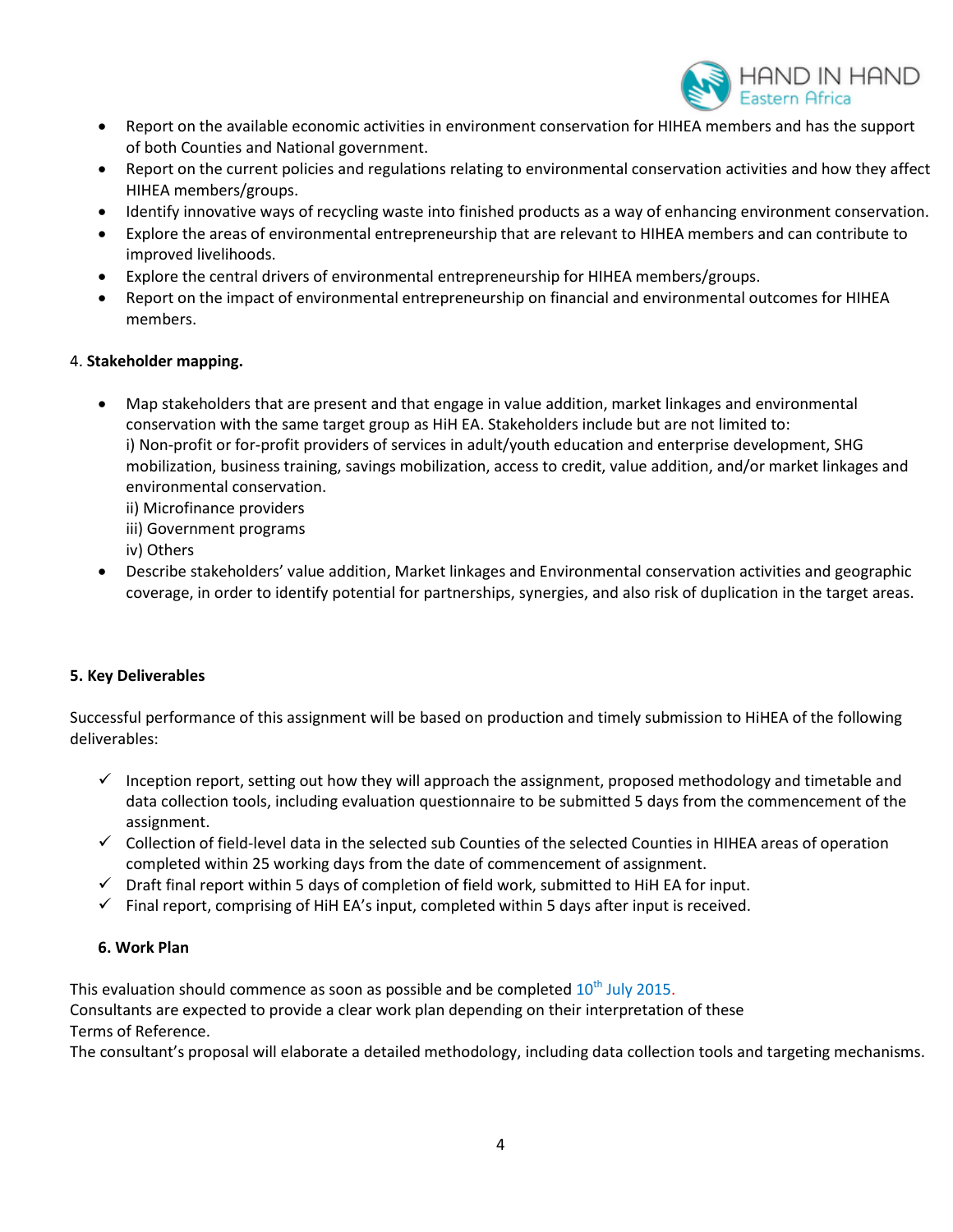- Report on the available economic activities in environment conservation for HIHEA members and has the support of both Counties and National government.
- Report on the current policies and regulations relating to environmental conservation activities and how they affect HIHEA members/groups.
- Identify innovative ways of recycling waste into finished products as a way of enhancing environment conservation.
- Explore the areas of environmental entrepreneurship that are relevant to HIHEA members and can contribute to improved livelihoods.
- Explore the central drivers of environmental entrepreneurship for HIHEA members/groups.
- Report on the impact of environmental entrepreneurship on financial and environmental outcomes for HIHEA members.

4. **Stakeholder mapping.**

- Map stakeholders that are present and that engage in value addition, market linkages and environmental conservation with the same target group as HiH EA. Stakeholders include but are not limited to:
  i) Non-profit or for-profit providers of services in adult/youth education and enterprise development, SHG mobilization, business training, savings mobilization, access to credit, value addition, and/or market linkages and environmental conservation.
  ii) Microfinance providers
  iii) Government programs
  iv) Others
- Describe stakeholders' value addition, Market linkages and Environmental conservation activities and geographic coverage, in order to identify potential for partnerships, synergies, and also risk of duplication in the target areas.

**5. Key Deliverables**

Successful performance of this assignment will be based on production and timely submission to HiHEA of the following deliverables:

- ✓ Inception report, setting out how they will approach the assignment, proposed methodology and timetable and data collection tools, including evaluation questionnaire to be submitted 5 days from the commencement of the assignment.
- ✓ Collection of field-level data in the selected sub Counties of the selected Counties in HIHEA areas of operation completed within 25 working days from the date of commencement of assignment.
- ✓ Draft final report within 5 days of completion of field work, submitted to HiH EA for input.
- ✓ Final report, comprising of HiH EA's input, completed within 5 days after input is received.

**6. Work Plan**

This evaluation should commence as soon as possible and be completed 10th July 2015.
Consultants are expected to provide a clear work plan depending on their interpretation of these Terms of Reference.
The consultant's proposal will elaborate a detailed methodology, including data collection tools and targeting mechanisms.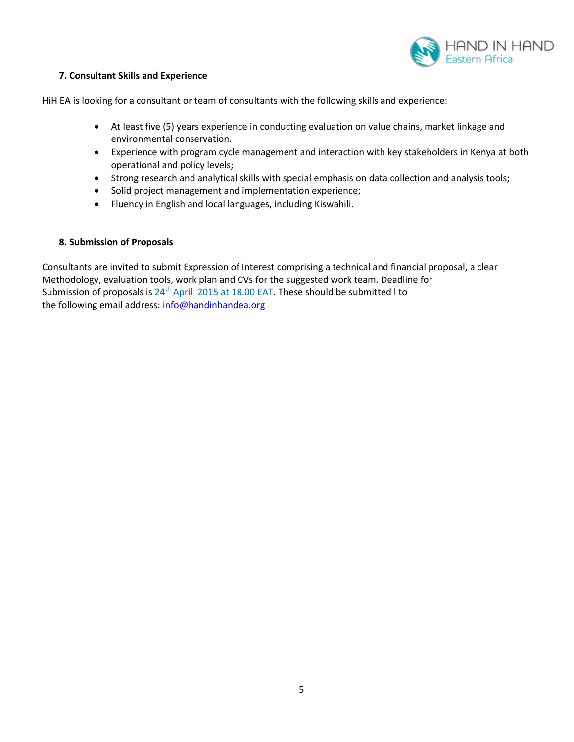### 7. Consultant Skills and Experience

HiH EA is looking for a consultant or team of consultants with the following skills and experience:

- At least five (5) years experience in conducting evaluation on value chains, market linkage and environmental conservation.
- Experience with program cycle management and interaction with key stakeholders in Kenya at both operational and policy levels;
- Strong research and analytical skills with special emphasis on data collection and analysis tools;
- Solid project management and implementation experience;
- Fluency in English and local languages, including Kiswahili.

### 8. Submission of Proposals

Consultants are invited to submit Expression of Interest comprising a technical and financial proposal, a clear Methodology, evaluation tools, work plan and CVs for the suggested work team. Deadline for Submission of proposals is 24th April 2015 at 18.00 EAT. These should be submitted l to the following email address: info@handinhandea.org